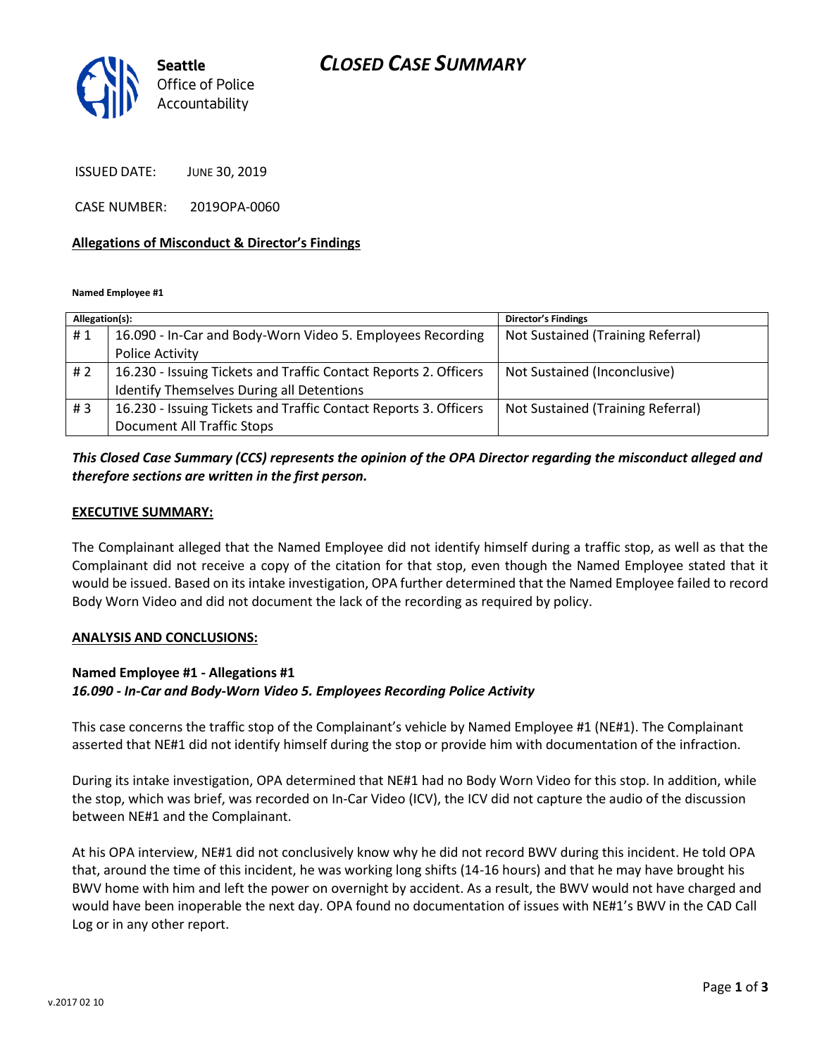# CLOSED CASE SUMMARY

Seattle Office of Police Accountability

ISSUED DATE: JUNE 30, 2019

CASE NUMBER: 2019OPA-0060

**Allegations of Misconduct & Director's Findings**

**Named Employee #1**

| Allegation(s): | | Director's Findings |
|---|---|---|
| # 1 | 16.090 - In-Car and Body-Worn Video 5. Employees Recording Police Activity | Not Sustained (Training Referral) |
| # 2 | 16.230 - Issuing Tickets and Traffic Contact Reports 2. Officers Identify Themselves During all Detentions | Not Sustained (Inconclusive) |
| # 3 | 16.230 - Issuing Tickets and Traffic Contact Reports 3. Officers Document All Traffic Stops | Not Sustained (Training Referral) |

***This Closed Case Summary (CCS) represents the opinion of the OPA Director regarding the misconduct alleged and therefore sections are written in the first person.***

**EXECUTIVE SUMMARY:**

The Complainant alleged that the Named Employee did not identify himself during a traffic stop, as well as that the Complainant did not receive a copy of the citation for that stop, even though the Named Employee stated that it would be issued. Based on its intake investigation, OPA further determined that the Named Employee failed to record Body Worn Video and did not document the lack of the recording as required by policy.

**ANALYSIS AND CONCLUSIONS:**

**Named Employee #1 - Allegations #1**
***16.090 - In-Car and Body-Worn Video 5. Employees Recording Police Activity***

This case concerns the traffic stop of the Complainant's vehicle by Named Employee #1 (NE#1). The Complainant asserted that NE#1 did not identify himself during the stop or provide him with documentation of the infraction.

During its intake investigation, OPA determined that NE#1 had no Body Worn Video for this stop. In addition, while the stop, which was brief, was recorded on In-Car Video (ICV), the ICV did not capture the audio of the discussion between NE#1 and the Complainant.

At his OPA interview, NE#1 did not conclusively know why he did not record BWV during this incident. He told OPA that, around the time of this incident, he was working long shifts (14-16 hours) and that he may have brought his BWV home with him and left the power on overnight by accident. As a result, the BWV would not have charged and would have been inoperable the next day. OPA found no documentation of issues with NE#1's BWV in the CAD Call Log or in any other report.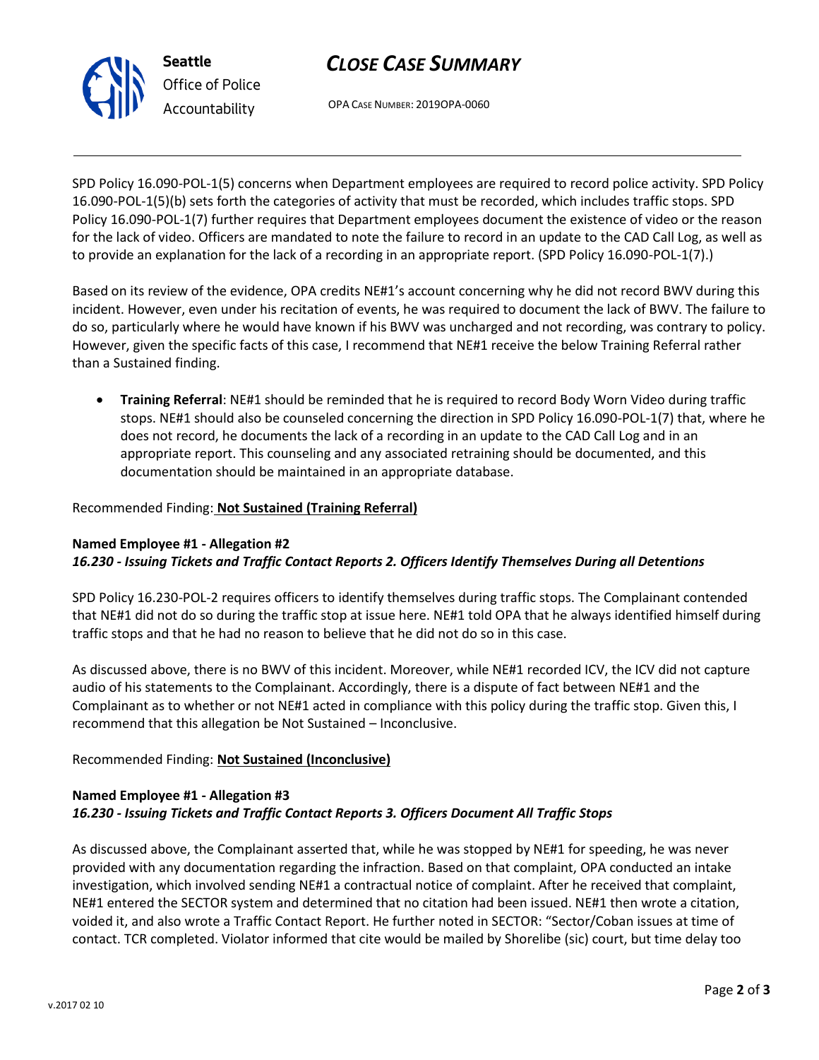SPD Policy 16.090-POL-1(5) concerns when Department employees are required to record police activity. SPD Policy 16.090-POL-1(5)(b) sets forth the categories of activity that must be recorded, which includes traffic stops. SPD Policy 16.090-POL-1(7) further requires that Department employees document the existence of video or the reason for the lack of video. Officers are mandated to note the failure to record in an update to the CAD Call Log, as well as to provide an explanation for the lack of a recording in an appropriate report. (SPD Policy 16.090-POL-1(7).)

Based on its review of the evidence, OPA credits NE#1's account concerning why he did not record BWV during this incident. However, even under his recitation of events, he was required to document the lack of BWV. The failure to do so, particularly where he would have known if his BWV was uncharged and not recording, was contrary to policy. However, given the specific facts of this case, I recommend that NE#1 receive the below Training Referral rather than a Sustained finding.

- **Training Referral**: NE#1 should be reminded that he is required to record Body Worn Video during traffic stops. NE#1 should also be counseled concerning the direction in SPD Policy 16.090-POL-1(7) that, where he does not record, he documents the lack of a recording in an update to the CAD Call Log and in an appropriate report. This counseling and any associated retraining should be documented, and this documentation should be maintained in an appropriate database.

Recommended Finding: **Not Sustained (Training Referral)**

**Named Employee #1 - Allegation #2**
***16.230 - Issuing Tickets and Traffic Contact Reports 2. Officers Identify Themselves During all Detentions***

SPD Policy 16.230-POL-2 requires officers to identify themselves during traffic stops. The Complainant contended that NE#1 did not do so during the traffic stop at issue here. NE#1 told OPA that he always identified himself during traffic stops and that he had no reason to believe that he did not do so in this case.

As discussed above, there is no BWV of this incident. Moreover, while NE#1 recorded ICV, the ICV did not capture audio of his statements to the Complainant. Accordingly, there is a dispute of fact between NE#1 and the Complainant as to whether or not NE#1 acted in compliance with this policy during the traffic stop. Given this, I recommend that this allegation be Not Sustained – Inconclusive.

Recommended Finding: **Not Sustained (Inconclusive)**

**Named Employee #1 - Allegation #3**
***16.230 - Issuing Tickets and Traffic Contact Reports 3. Officers Document All Traffic Stops***

As discussed above, the Complainant asserted that, while he was stopped by NE#1 for speeding, he was never provided with any documentation regarding the infraction. Based on that complaint, OPA conducted an intake investigation, which involved sending NE#1 a contractual notice of complaint. After he received that complaint, NE#1 entered the SECTOR system and determined that no citation had been issued. NE#1 then wrote a citation, voided it, and also wrote a Traffic Contact Report. He further noted in SECTOR: "Sector/Coban issues at time of contact. TCR completed. Violator informed that cite would be mailed by Shorelibe (sic) court, but time delay too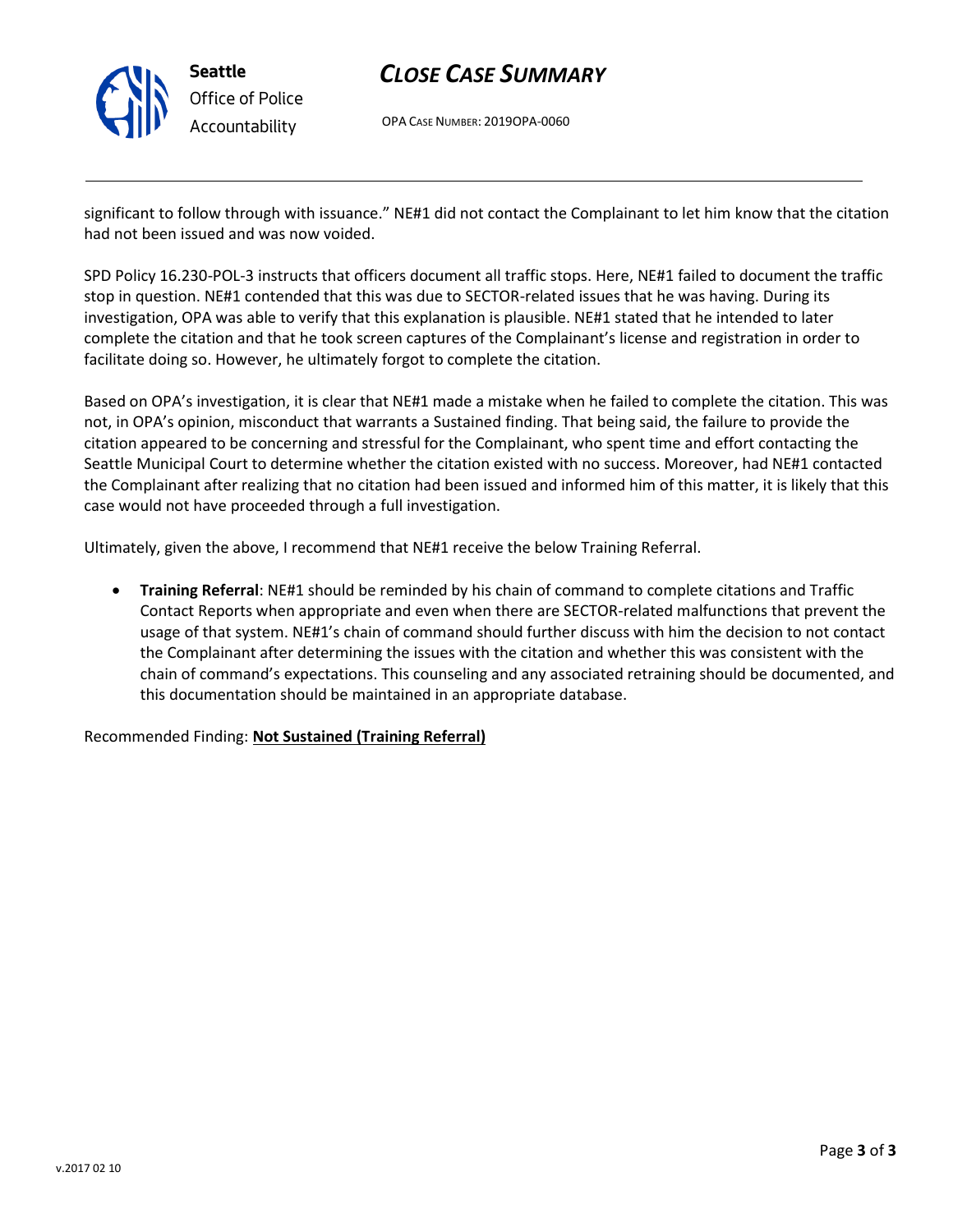significant to follow through with issuance." NE#1 did not contact the Complainant to let him know that the citation had not been issued and was now voided.

SPD Policy 16.230-POL-3 instructs that officers document all traffic stops. Here, NE#1 failed to document the traffic stop in question. NE#1 contended that this was due to SECTOR-related issues that he was having. During its investigation, OPA was able to verify that this explanation is plausible. NE#1 stated that he intended to later complete the citation and that he took screen captures of the Complainant's license and registration in order to facilitate doing so. However, he ultimately forgot to complete the citation.

Based on OPA's investigation, it is clear that NE#1 made a mistake when he failed to complete the citation. This was not, in OPA's opinion, misconduct that warrants a Sustained finding. That being said, the failure to provide the citation appeared to be concerning and stressful for the Complainant, who spent time and effort contacting the Seattle Municipal Court to determine whether the citation existed with no success. Moreover, had NE#1 contacted the Complainant after realizing that no citation had been issued and informed him of this matter, it is likely that this case would not have proceeded through a full investigation.

Ultimately, given the above, I recommend that NE#1 receive the below Training Referral.

- **Training Referral**: NE#1 should be reminded by his chain of command to complete citations and Traffic Contact Reports when appropriate and even when there are SECTOR-related malfunctions that prevent the usage of that system. NE#1's chain of command should further discuss with him the decision to not contact the Complainant after determining the issues with the citation and whether this was consistent with the chain of command's expectations. This counseling and any associated retraining should be documented, and this documentation should be maintained in an appropriate database.

Recommended Finding: **Not Sustained (Training Referral)**